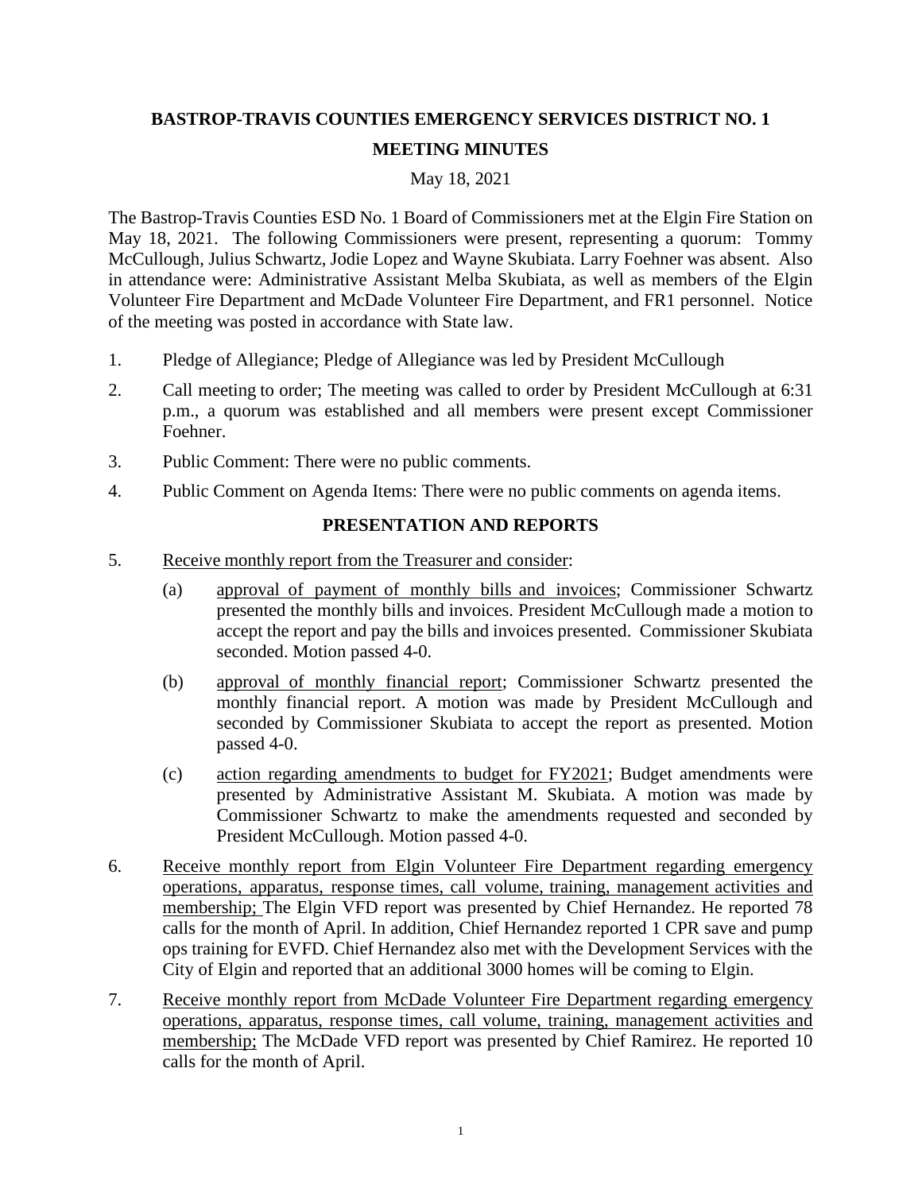# BASTROP-TRAVIS COUNTIES EMERGENCY SERVICES DISTRICT NO. 1

## MEETING MINUTES

May 18, 2021

The Bastrop-Travis Counties ESD No. 1 Board of Commissioners met at the Elgin Fire Station on May 18, 2021. The following Commissioners were present, representing a quorum: Tommy McCullough, Julius Schwartz, Jodie Lopez and Wayne Skubiata. Larry Foehner was absent. Also in attendance were: Administrative Assistant Melba Skubiata, as well as members of the Elgin Volunteer Fire Department and McDade Volunteer Fire Department, and FR1 personnel. Notice of the meeting was posted in accordance with State law.

1. Pledge of Allegiance; Pledge of Allegiance was led by President McCullough

2. Call meeting to order; The meeting was called to order by President McCullough at 6:31 p.m., a quorum was established and all members were present except Commissioner Foehner.

3. Public Comment: There were no public comments.

4. Public Comment on Agenda Items: There were no public comments on agenda items.

## PRESENTATION AND REPORTS

5. Receive monthly report from the Treasurer and consider:

   (a) approval of payment of monthly bills and invoices; Commissioner Schwartz presented the monthly bills and invoices. President McCullough made a motion to accept the report and pay the bills and invoices presented. Commissioner Skubiata seconded. Motion passed 4-0.

   (b) approval of monthly financial report; Commissioner Schwartz presented the monthly financial report. A motion was made by President McCullough and seconded by Commissioner Skubiata to accept the report as presented. Motion passed 4-0.

   (c) action regarding amendments to budget for FY2021; Budget amendments were presented by Administrative Assistant M. Skubiata. A motion was made by Commissioner Schwartz to make the amendments requested and seconded by President McCullough. Motion passed 4-0.

6. Receive monthly report from Elgin Volunteer Fire Department regarding emergency operations, apparatus, response times, call volume, training, management activities and membership; The Elgin VFD report was presented by Chief Hernandez. He reported 78 calls for the month of April. In addition, Chief Hernandez reported 1 CPR save and pump ops training for EVFD. Chief Hernandez also met with the Development Services with the City of Elgin and reported that an additional 3000 homes will be coming to Elgin.

7. Receive monthly report from McDade Volunteer Fire Department regarding emergency operations, apparatus, response times, call volume, training, management activities and membership; The McDade VFD report was presented by Chief Ramirez. He reported 10 calls for the month of April.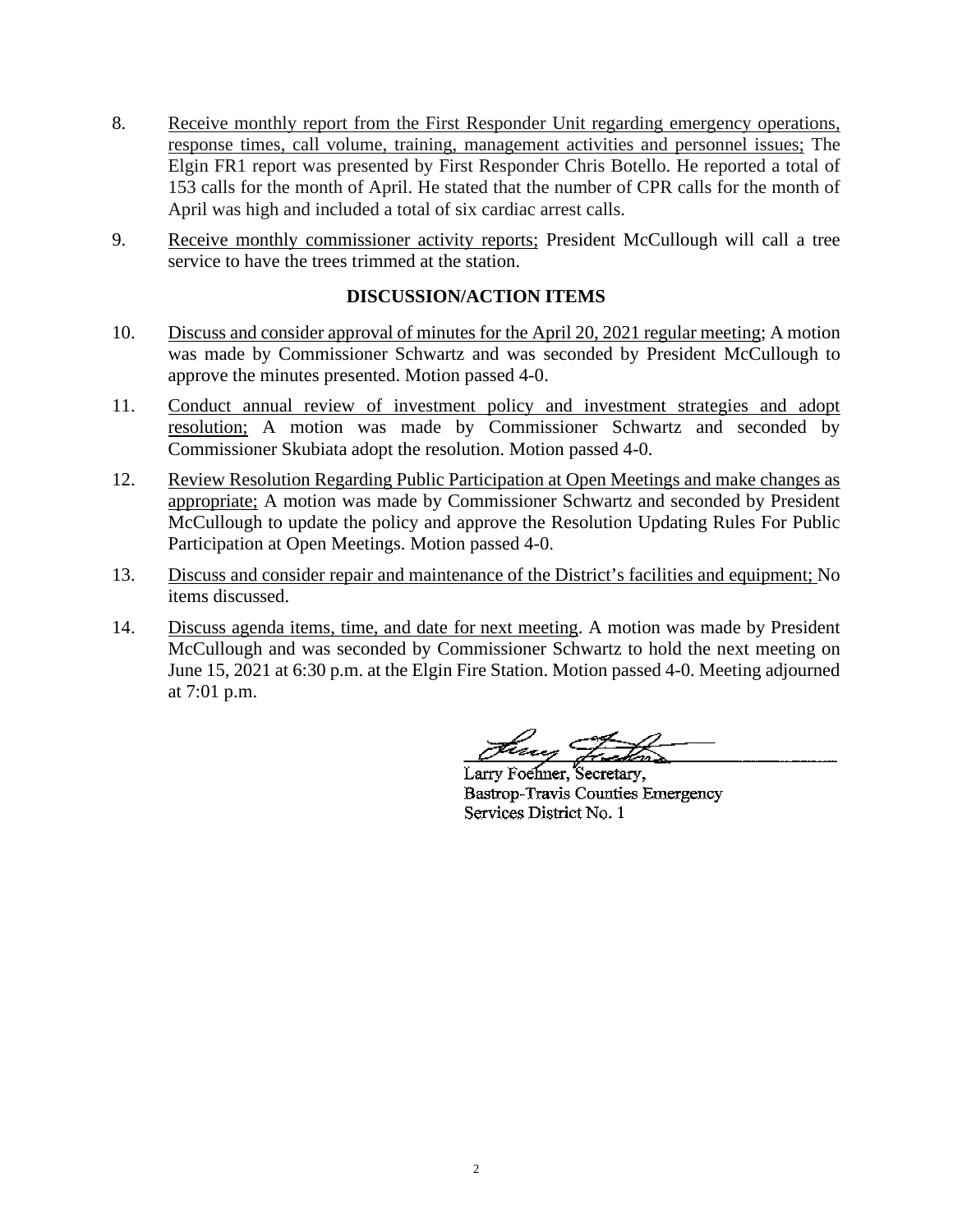8. Receive monthly report from the First Responder Unit regarding emergency operations, response times, call volume, training, management activities and personnel issues; The Elgin FR1 report was presented by First Responder Chris Botello. He reported a total of 153 calls for the month of April. He stated that the number of CPR calls for the month of April was high and included a total of six cardiac arrest calls.

9. Receive monthly commissioner activity reports; President McCullough will call a tree service to have the trees trimmed at the station.

## DISCUSSION/ACTION ITEMS

10. Discuss and consider approval of minutes for the April 20, 2021 regular meeting; A motion was made by Commissioner Schwartz and was seconded by President McCullough to approve the minutes presented. Motion passed 4-0.

11. Conduct annual review of investment policy and investment strategies and adopt resolution; A motion was made by Commissioner Schwartz and seconded by Commissioner Skubiata adopt the resolution. Motion passed 4-0.

12. Review Resolution Regarding Public Participation at Open Meetings and make changes as appropriate; A motion was made by Commissioner Schwartz and seconded by President McCullough to update the policy and approve the Resolution Updating Rules For Public Participation at Open Meetings. Motion passed 4-0.

13. Discuss and consider repair and maintenance of the District's facilities and equipment; No items discussed.

14. Discuss agenda items, time, and date for next meeting. A motion was made by President McCullough and was seconded by Commissioner Schwartz to hold the next meeting on June 15, 2021 at 6:30 p.m. at the Elgin Fire Station. Motion passed 4-0. Meeting adjourned at 7:01 p.m.

Larry Foehner, Secretary,
Bastrop-Travis Counties Emergency Services District No. 1